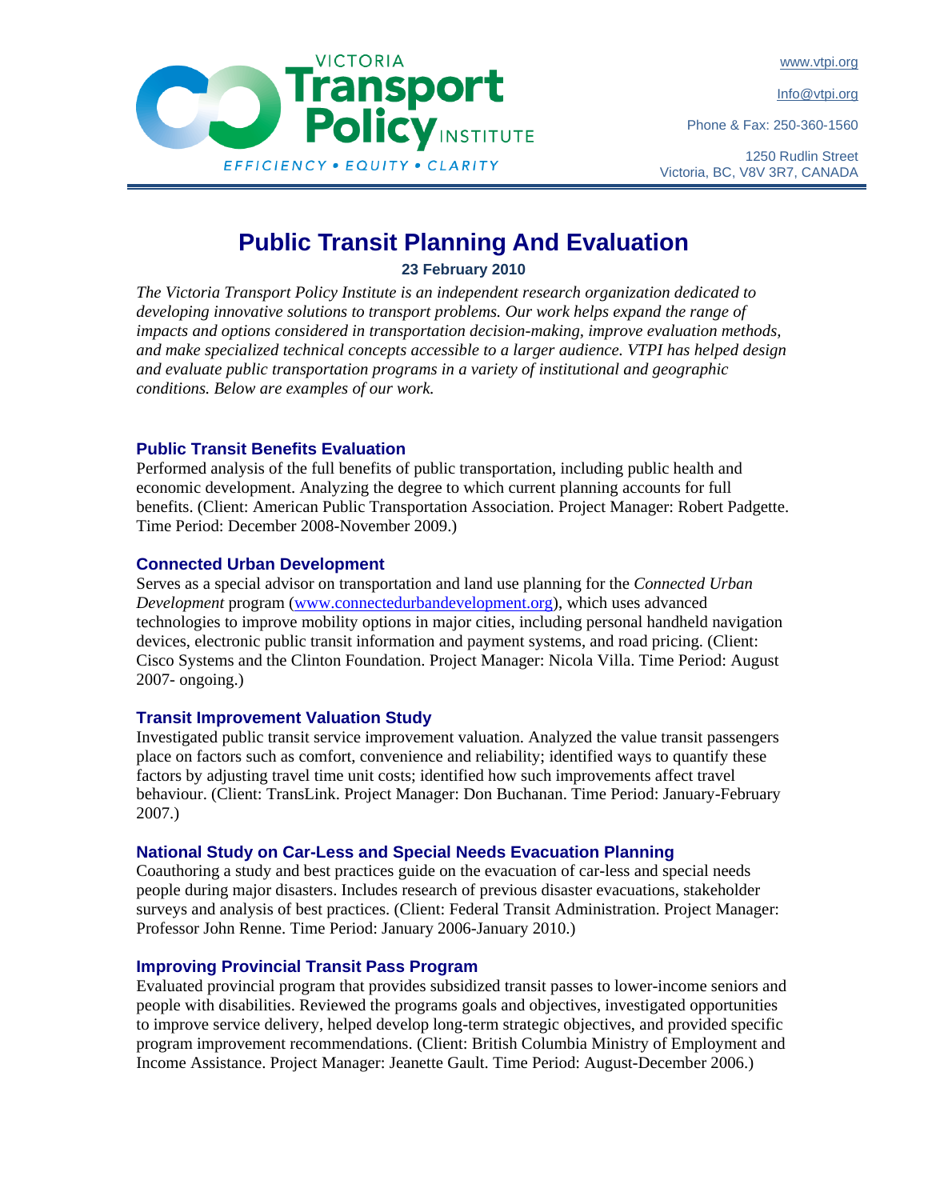VICTORIA **Transport Policy** INSTITUTE

*EFFICIENCY • EQUITY • CLARITY*

www.vtpi.org

Info@vtpi.org

Phone & Fax: 250-360-1560

1250 Rudlin Street
Victoria, BC, V8V 3R7, CANADA

# Public Transit Planning And Evaluation

**23 February 2010**

*The Victoria Transport Policy Institute is an independent research organization dedicated to developing innovative solutions to transport problems. Our work helps expand the range of impacts and options considered in transportation decision-making, improve evaluation methods, and make specialized technical concepts accessible to a larger audience. VTPI has helped design and evaluate public transportation programs in a variety of institutional and geographic conditions. Below are examples of our work.*

### Public Transit Benefits Evaluation

Performed analysis of the full benefits of public transportation, including public health and economic development. Analyzing the degree to which current planning accounts for full benefits. (Client: American Public Transportation Association. Project Manager: Robert Padgette. Time Period: December 2008-November 2009.)

### Connected Urban Development

Serves as a special advisor on transportation and land use planning for the *Connected Urban Development* program (www.connectedurbandevelopment.org), which uses advanced technologies to improve mobility options in major cities, including personal handheld navigation devices, electronic public transit information and payment systems, and road pricing. (Client: Cisco Systems and the Clinton Foundation. Project Manager: Nicola Villa. Time Period: August 2007- ongoing.)

### Transit Improvement Valuation Study

Investigated public transit service improvement valuation. Analyzed the value transit passengers place on factors such as comfort, convenience and reliability; identified ways to quantify these factors by adjusting travel time unit costs; identified how such improvements affect travel behaviour. (Client: TransLink. Project Manager: Don Buchanan. Time Period: January-February 2007.)

### National Study on Car-Less and Special Needs Evacuation Planning

Coauthoring a study and best practices guide on the evacuation of car-less and special needs people during major disasters. Includes research of previous disaster evacuations, stakeholder surveys and analysis of best practices. (Client: Federal Transit Administration. Project Manager: Professor John Renne. Time Period: January 2006-January 2010.)

### Improving Provincial Transit Pass Program

Evaluated provincial program that provides subsidized transit passes to lower-income seniors and people with disabilities. Reviewed the programs goals and objectives, investigated opportunities to improve service delivery, helped develop long-term strategic objectives, and provided specific program improvement recommendations. (Client: British Columbia Ministry of Employment and Income Assistance. Project Manager: Jeanette Gault. Time Period: August-December 2006.)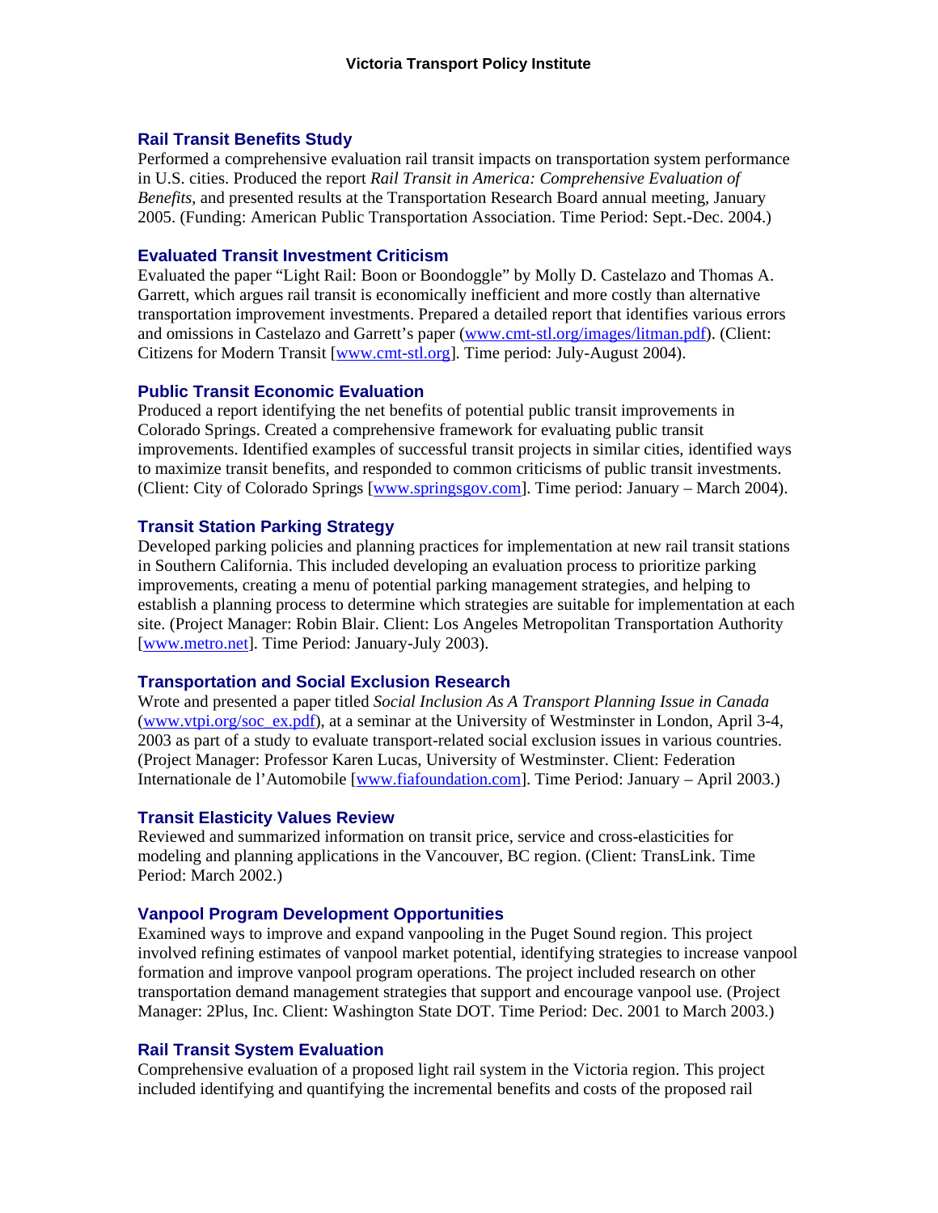### Rail Transit Benefits Study

Performed a comprehensive evaluation rail transit impacts on transportation system performance in U.S. cities. Produced the report *Rail Transit in America: Comprehensive Evaluation of Benefits*, and presented results at the Transportation Research Board annual meeting, January 2005. (Funding: American Public Transportation Association. Time Period: Sept.-Dec. 2004.)

### Evaluated Transit Investment Criticism

Evaluated the paper "Light Rail: Boon or Boondoggle" by Molly D. Castelazo and Thomas A. Garrett, which argues rail transit is economically inefficient and more costly than alternative transportation improvement investments. Prepared a detailed report that identifies various errors and omissions in Castelazo and Garrett's paper (www.cmt-stl.org/images/litman.pdf). (Client: Citizens for Modern Transit [www.cmt-stl.org]. Time period: July-August 2004).

### Public Transit Economic Evaluation

Produced a report identifying the net benefits of potential public transit improvements in Colorado Springs. Created a comprehensive framework for evaluating public transit improvements. Identified examples of successful transit projects in similar cities, identified ways to maximize transit benefits, and responded to common criticisms of public transit investments. (Client: City of Colorado Springs [www.springsgov.com]. Time period: January – March 2004).

### Transit Station Parking Strategy

Developed parking policies and planning practices for implementation at new rail transit stations in Southern California. This included developing an evaluation process to prioritize parking improvements, creating a menu of potential parking management strategies, and helping to establish a planning process to determine which strategies are suitable for implementation at each site. (Project Manager: Robin Blair. Client: Los Angeles Metropolitan Transportation Authority [www.metro.net]. Time Period: January-July 2003).

### Transportation and Social Exclusion Research

Wrote and presented a paper titled *Social Inclusion As A Transport Planning Issue in Canada* (www.vtpi.org/soc_ex.pdf), at a seminar at the University of Westminster in London, April 3-4, 2003 as part of a study to evaluate transport-related social exclusion issues in various countries. (Project Manager: Professor Karen Lucas, University of Westminster. Client: Federation Internationale de l'Automobile [www.fiafoundation.com]. Time Period: January – April 2003.)

### Transit Elasticity Values Review

Reviewed and summarized information on transit price, service and cross-elasticities for modeling and planning applications in the Vancouver, BC region. (Client: TransLink. Time Period: March 2002.)

### Vanpool Program Development Opportunities

Examined ways to improve and expand vanpooling in the Puget Sound region. This project involved refining estimates of vanpool market potential, identifying strategies to increase vanpool formation and improve vanpool program operations. The project included research on other transportation demand management strategies that support and encourage vanpool use. (Project Manager: 2Plus, Inc. Client: Washington State DOT. Time Period: Dec. 2001 to March 2003.)

### Rail Transit System Evaluation

Comprehensive evaluation of a proposed light rail system in the Victoria region. This project included identifying and quantifying the incremental benefits and costs of the proposed rail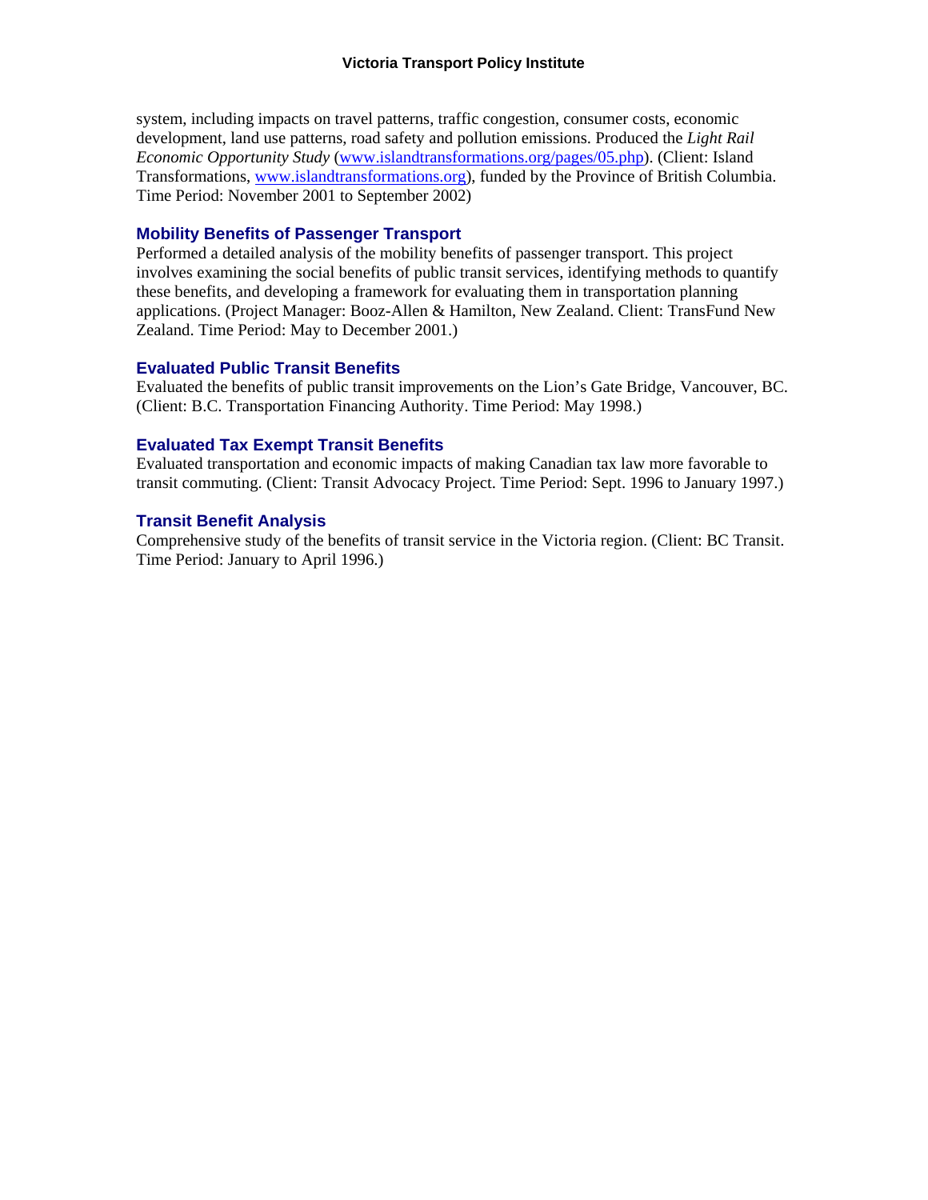system, including impacts on travel patterns, traffic congestion, consumer costs, economic development, land use patterns, road safety and pollution emissions. Produced the *Light Rail Economic Opportunity Study* ([www.islandtransformations.org/pages/05.php](http://www.islandtransformations.org/pages/05.php)). (Client: Island Transformations, [www.islandtransformations.org](http://www.islandtransformations.org)), funded by the Province of British Columbia. Time Period: November 2001 to September 2002)

### Mobility Benefits of Passenger Transport

Performed a detailed analysis of the mobility benefits of passenger transport. This project involves examining the social benefits of public transit services, identifying methods to quantify these benefits, and developing a framework for evaluating them in transportation planning applications. (Project Manager: Booz-Allen & Hamilton, New Zealand. Client: TransFund New Zealand. Time Period: May to December 2001.)

### Evaluated Public Transit Benefits

Evaluated the benefits of public transit improvements on the Lion's Gate Bridge, Vancouver, BC. (Client: B.C. Transportation Financing Authority. Time Period: May 1998.)

### Evaluated Tax Exempt Transit Benefits

Evaluated transportation and economic impacts of making Canadian tax law more favorable to transit commuting. (Client: Transit Advocacy Project. Time Period: Sept. 1996 to January 1997.)

### Transit Benefit Analysis

Comprehensive study of the benefits of transit service in the Victoria region. (Client: BC Transit. Time Period: January to April 1996.)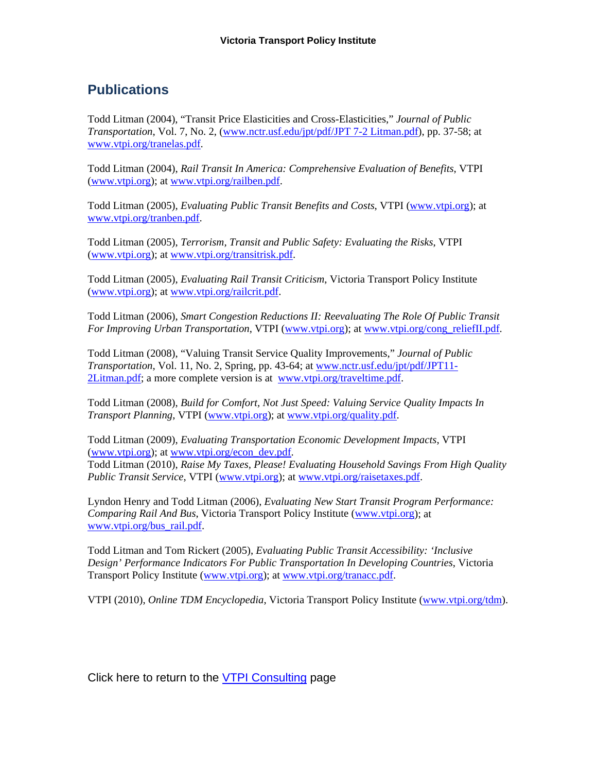## Publications

Todd Litman (2004), "Transit Price Elasticities and Cross-Elasticities," *Journal of Public Transportation*, Vol. 7, No. 2, (www.nctr.usf.edu/jpt/pdf/JPT 7-2 Litman.pdf), pp. 37-58; at www.vtpi.org/tranelas.pdf.

Todd Litman (2004), *Rail Transit In America: Comprehensive Evaluation of Benefits*, VTPI (www.vtpi.org); at www.vtpi.org/railben.pdf.

Todd Litman (2005), *Evaluating Public Transit Benefits and Costs*, VTPI (www.vtpi.org); at www.vtpi.org/tranben.pdf.

Todd Litman (2005), *Terrorism, Transit and Public Safety: Evaluating the Risks*, VTPI (www.vtpi.org); at www.vtpi.org/transitrisk.pdf.

Todd Litman (2005), *Evaluating Rail Transit Criticism*, Victoria Transport Policy Institute (www.vtpi.org); at www.vtpi.org/railcrit.pdf.

Todd Litman (2006), *Smart Congestion Reductions II: Reevaluating The Role Of Public Transit For Improving Urban Transportation*, VTPI (www.vtpi.org); at www.vtpi.org/cong_reliefII.pdf.

Todd Litman (2008), "Valuing Transit Service Quality Improvements," *Journal of Public Transportation*, Vol. 11, No. 2, Spring, pp. 43-64; at www.nctr.usf.edu/jpt/pdf/JPT11-2Litman.pdf; a more complete version is at www.vtpi.org/traveltime.pdf.

Todd Litman (2008), *Build for Comfort, Not Just Speed: Valuing Service Quality Impacts In Transport Planning*, VTPI (www.vtpi.org); at www.vtpi.org/quality.pdf.

Todd Litman (2009), *Evaluating Transportation Economic Development Impacts*, VTPI (www.vtpi.org); at www.vtpi.org/econ_dev.pdf.
Todd Litman (2010), *Raise My Taxes, Please! Evaluating Household Savings From High Quality Public Transit Service*, VTPI (www.vtpi.org); at www.vtpi.org/raisetaxes.pdf.

Lyndon Henry and Todd Litman (2006), *Evaluating New Start Transit Program Performance: Comparing Rail And Bus*, Victoria Transport Policy Institute (www.vtpi.org); at www.vtpi.org/bus_rail.pdf.

Todd Litman and Tom Rickert (2005), *Evaluating Public Transit Accessibility: 'Inclusive Design' Performance Indicators For Public Transportation In Developing Countries*, Victoria Transport Policy Institute (www.vtpi.org); at www.vtpi.org/tranacc.pdf.

VTPI (2010), *Online TDM Encyclopedia*, Victoria Transport Policy Institute (www.vtpi.org/tdm).

Click here to return to the VTPI Consulting page